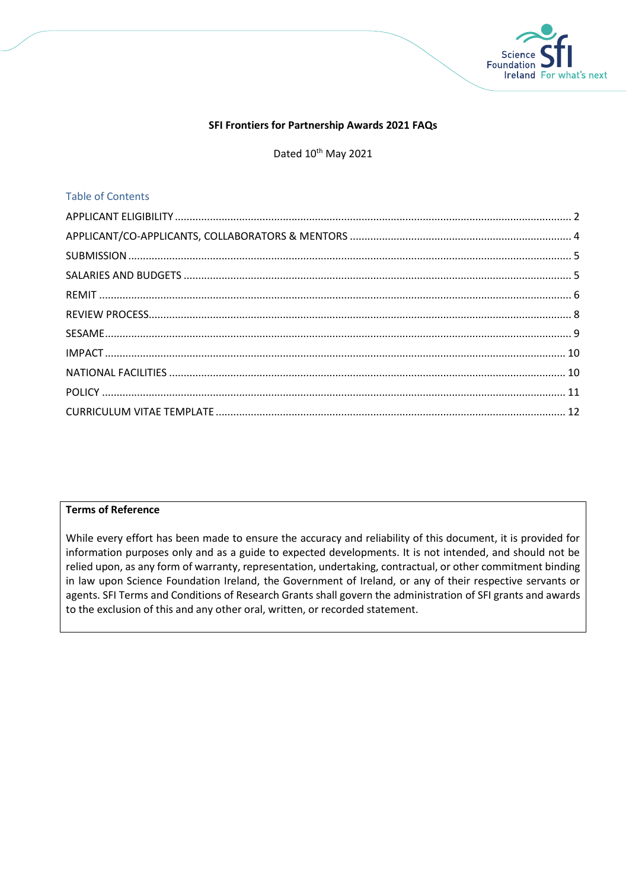# SFI Frontiers for Partnership Awards 2021 FAQs

Dated 10th May 2021

## Table of Contents

APPLICANT ELIGIBILITY ..... 2
APPLICANT/CO-APPLICANTS, COLLABORATORS & MENTORS ..... 4
SUBMISSION ..... 5
SALARIES AND BUDGETS ..... 5
REMIT ..... 6
REVIEW PROCESS ..... 8
SESAME ..... 9
IMPACT ..... 10
NATIONAL FACILITIES ..... 10
POLICY ..... 11
CURRICULUM VITAE TEMPLATE ..... 12

**Terms of Reference**

While every effort has been made to ensure the accuracy and reliability of this document, it is provided for information purposes only and as a guide to expected developments. It is not intended, and should not be relied upon, as any form of warranty, representation, undertaking, contractual, or other commitment binding in law upon Science Foundation Ireland, the Government of Ireland, or any of their respective servants or agents. SFI Terms and Conditions of Research Grants shall govern the administration of SFI grants and awards to the exclusion of this and any other oral, written, or recorded statement.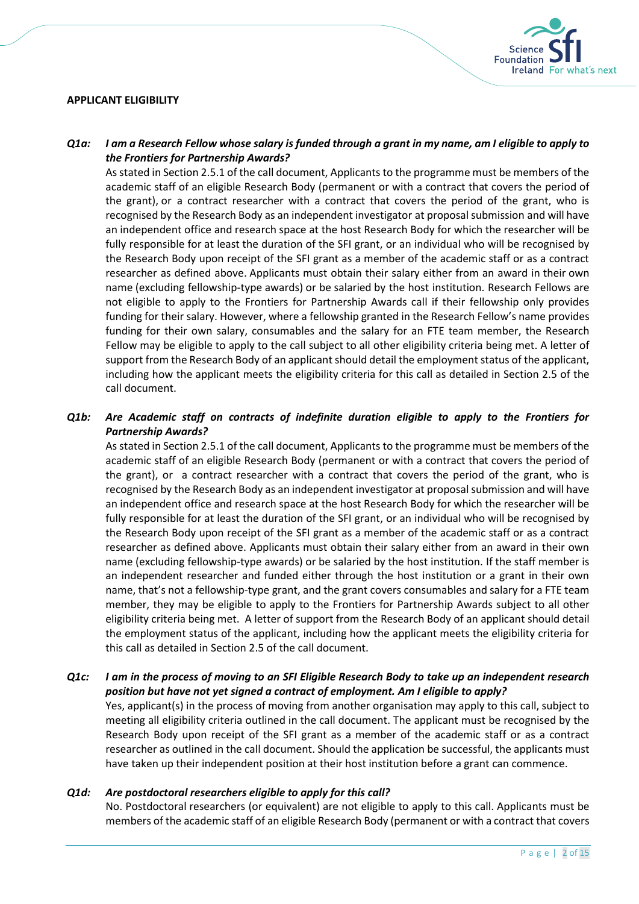**APPLICANT ELIGIBILITY**

***Q1a: I am a Research Fellow whose salary is funded through a grant in my name, am I eligible to apply to the Frontiers for Partnership Awards?***

As stated in Section 2.5.1 of the call document, Applicants to the programme must be members of the academic staff of an eligible Research Body (permanent or with a contract that covers the period of the grant), or a contract researcher with a contract that covers the period of the grant, who is recognised by the Research Body as an independent investigator at proposal submission and will have an independent office and research space at the host Research Body for which the researcher will be fully responsible for at least the duration of the SFI grant, or an individual who will be recognised by the Research Body upon receipt of the SFI grant as a member of the academic staff or as a contract researcher as defined above. Applicants must obtain their salary either from an award in their own name (excluding fellowship-type awards) or be salaried by the host institution. Research Fellows are not eligible to apply to the Frontiers for Partnership Awards call if their fellowship only provides funding for their salary. However, where a fellowship granted in the Research Fellow's name provides funding for their own salary, consumables and the salary for an FTE team member, the Research Fellow may be eligible to apply to the call subject to all other eligibility criteria being met. A letter of support from the Research Body of an applicant should detail the employment status of the applicant, including how the applicant meets the eligibility criteria for this call as detailed in Section 2.5 of the call document.

***Q1b: Are Academic staff on contracts of indefinite duration eligible to apply to the Frontiers for Partnership Awards?***

As stated in Section 2.5.1 of the call document, Applicants to the programme must be members of the academic staff of an eligible Research Body (permanent or with a contract that covers the period of the grant), or a contract researcher with a contract that covers the period of the grant, who is recognised by the Research Body as an independent investigator at proposal submission and will have an independent office and research space at the host Research Body for which the researcher will be fully responsible for at least the duration of the SFI grant, or an individual who will be recognised by the Research Body upon receipt of the SFI grant as a member of the academic staff or as a contract researcher as defined above. Applicants must obtain their salary either from an award in their own name (excluding fellowship-type awards) or be salaried by the host institution. If the staff member is an independent researcher and funded either through the host institution or a grant in their own name, that's not a fellowship-type grant, and the grant covers consumables and salary for a FTE team member, they may be eligible to apply to the Frontiers for Partnership Awards subject to all other eligibility criteria being met. A letter of support from the Research Body of an applicant should detail the employment status of the applicant, including how the applicant meets the eligibility criteria for this call as detailed in Section 2.5 of the call document.

***Q1c: I am in the process of moving to an SFI Eligible Research Body to take up an independent research position but have not yet signed a contract of employment. Am I eligible to apply?***

Yes, applicant(s) in the process of moving from another organisation may apply to this call, subject to meeting all eligibility criteria outlined in the call document. The applicant must be recognised by the Research Body upon receipt of the SFI grant as a member of the academic staff or as a contract researcher as outlined in the call document. Should the application be successful, the applicants must have taken up their independent position at their host institution before a grant can commence.

***Q1d: Are postdoctoral researchers eligible to apply for this call?***

No. Postdoctoral researchers (or equivalent) are not eligible to apply to this call. Applicants must be members of the academic staff of an eligible Research Body (permanent or with a contract that covers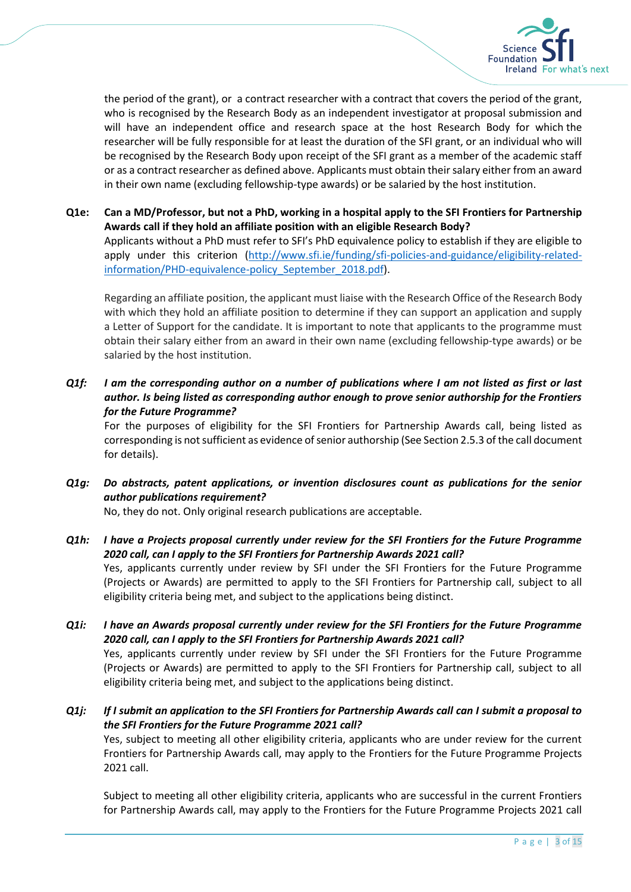the period of the grant), or a contract researcher with a contract that covers the period of the grant, who is recognised by the Research Body as an independent investigator at proposal submission and will have an independent office and research space at the host Research Body for which the researcher will be fully responsible for at least the duration of the SFI grant, or an individual who will be recognised by the Research Body upon receipt of the SFI grant as a member of the academic staff or as a contract researcher as defined above. Applicants must obtain their salary either from an award in their own name (excluding fellowship-type awards) or be salaried by the host institution.

**Q1e: Can a MD/Professor, but not a PhD, working in a hospital apply to the SFI Frontiers for Partnership Awards call if they hold an affiliate position with an eligible Research Body?**

Applicants without a PhD must refer to SFI's PhD equivalence policy to establish if they are eligible to apply under this criterion (http://www.sfi.ie/funding/sfi-policies-and-guidance/eligibility-related-information/PHD-equivalence-policy_September_2018.pdf).

Regarding an affiliate position, the applicant must liaise with the Research Office of the Research Body with which they hold an affiliate position to determine if they can support an application and supply a Letter of Support for the candidate. It is important to note that applicants to the programme must obtain their salary either from an award in their own name (excluding fellowship-type awards) or be salaried by the host institution.

***Q1f: I am the corresponding author on a number of publications where I am not listed as first or last author. Is being listed as corresponding author enough to prove senior authorship for the Frontiers for the Future Programme?***

For the purposes of eligibility for the SFI Frontiers for Partnership Awards call, being listed as corresponding is not sufficient as evidence of senior authorship (See Section 2.5.3 of the call document for details).

***Q1g: Do abstracts, patent applications, or invention disclosures count as publications for the senior author publications requirement?***

No, they do not. Only original research publications are acceptable.

***Q1h: I have a Projects proposal currently under review for the SFI Frontiers for the Future Programme 2020 call, can I apply to the SFI Frontiers for Partnership Awards 2021 call?***

Yes, applicants currently under review by SFI under the SFI Frontiers for the Future Programme (Projects or Awards) are permitted to apply to the SFI Frontiers for Partnership call, subject to all eligibility criteria being met, and subject to the applications being distinct.

***Q1i: I have an Awards proposal currently under review for the SFI Frontiers for the Future Programme 2020 call, can I apply to the SFI Frontiers for Partnership Awards 2021 call?***

Yes, applicants currently under review by SFI under the SFI Frontiers for the Future Programme (Projects or Awards) are permitted to apply to the SFI Frontiers for Partnership call, subject to all eligibility criteria being met, and subject to the applications being distinct.

***Q1j: If I submit an application to the SFI Frontiers for Partnership Awards call can I submit a proposal to the SFI Frontiers for the Future Programme 2021 call?***

Yes, subject to meeting all other eligibility criteria, applicants who are under review for the current Frontiers for Partnership Awards call, may apply to the Frontiers for the Future Programme Projects 2021 call.

Subject to meeting all other eligibility criteria, applicants who are successful in the current Frontiers for Partnership Awards call, may apply to the Frontiers for the Future Programme Projects 2021 call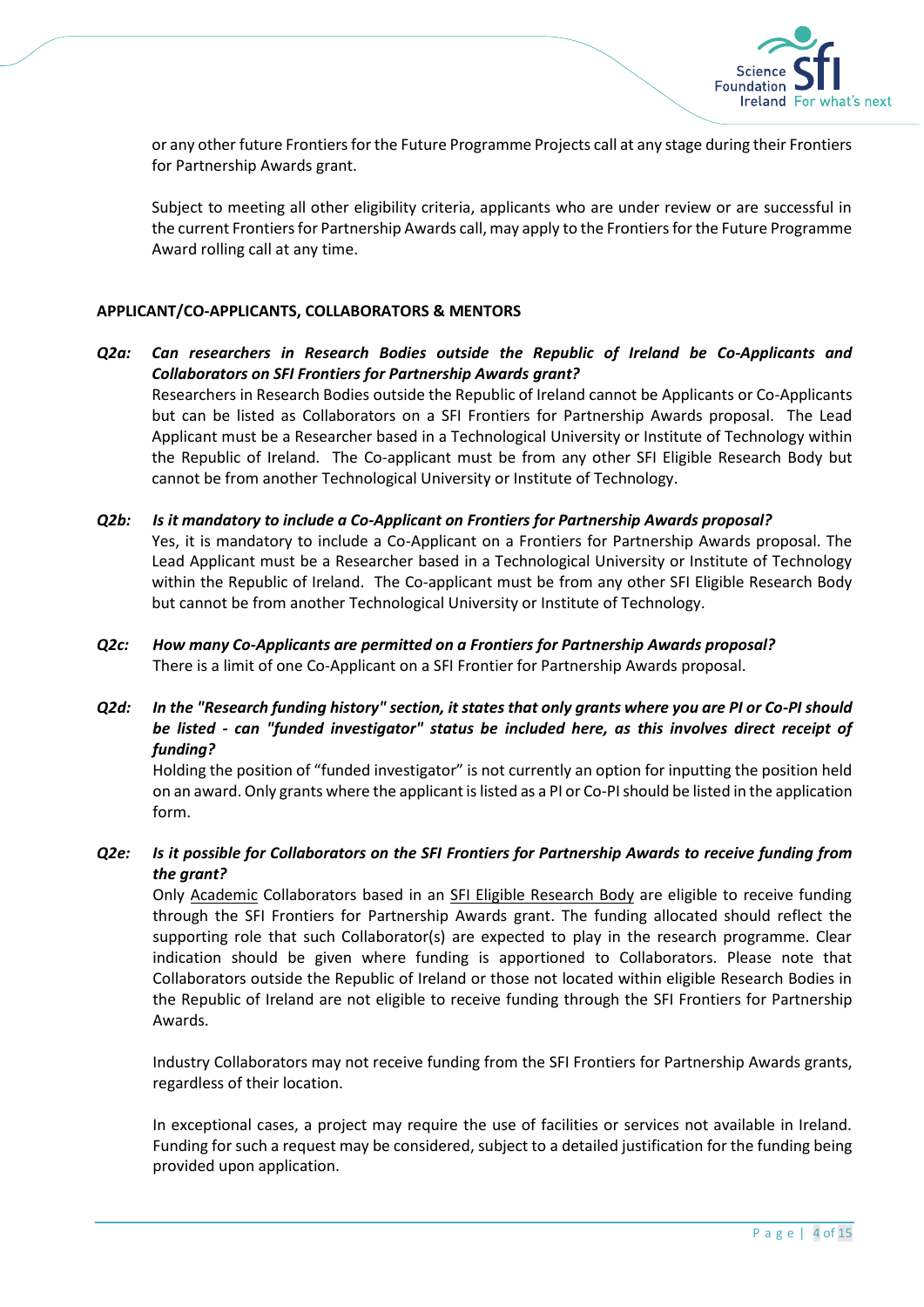or any other future Frontiers for the Future Programme Projects call at any stage during their Frontiers for Partnership Awards grant.

Subject to meeting all other eligibility criteria, applicants who are under review or are successful in the current Frontiers for Partnership Awards call, may apply to the Frontiers for the Future Programme Award rolling call at any time.

**APPLICANT/CO-APPLICANTS, COLLABORATORS & MENTORS**

***Q2a: Can researchers in Research Bodies outside the Republic of Ireland be Co-Applicants and Collaborators on SFI Frontiers for Partnership Awards grant?***

Researchers in Research Bodies outside the Republic of Ireland cannot be Applicants or Co-Applicants but can be listed as Collaborators on a SFI Frontiers for Partnership Awards proposal. The Lead Applicant must be a Researcher based in a Technological University or Institute of Technology within the Republic of Ireland. The Co-applicant must be from any other SFI Eligible Research Body but cannot be from another Technological University or Institute of Technology.

***Q2b: Is it mandatory to include a Co-Applicant on Frontiers for Partnership Awards proposal?***

Yes, it is mandatory to include a Co-Applicant on a Frontiers for Partnership Awards proposal. The Lead Applicant must be a Researcher based in a Technological University or Institute of Technology within the Republic of Ireland. The Co-applicant must be from any other SFI Eligible Research Body but cannot be from another Technological University or Institute of Technology.

***Q2c: How many Co-Applicants are permitted on a Frontiers for Partnership Awards proposal?***

There is a limit of one Co-Applicant on a SFI Frontier for Partnership Awards proposal.

***Q2d: In the "Research funding history" section, it states that only grants where you are PI or Co-PI should be listed - can "funded investigator" status be included here, as this involves direct receipt of funding?***

Holding the position of "funded investigator" is not currently an option for inputting the position held on an award. Only grants where the applicant is listed as a PI or Co-PI should be listed in the application form.

***Q2e: Is it possible for Collaborators on the SFI Frontiers for Partnership Awards to receive funding from the grant?***

Only Academic Collaborators based in an SFI Eligible Research Body are eligible to receive funding through the SFI Frontiers for Partnership Awards grant. The funding allocated should reflect the supporting role that such Collaborator(s) are expected to play in the research programme. Clear indication should be given where funding is apportioned to Collaborators. Please note that Collaborators outside the Republic of Ireland or those not located within eligible Research Bodies in the Republic of Ireland are not eligible to receive funding through the SFI Frontiers for Partnership Awards.

Industry Collaborators may not receive funding from the SFI Frontiers for Partnership Awards grants, regardless of their location.

In exceptional cases, a project may require the use of facilities or services not available in Ireland. Funding for such a request may be considered, subject to a detailed justification for the funding being provided upon application.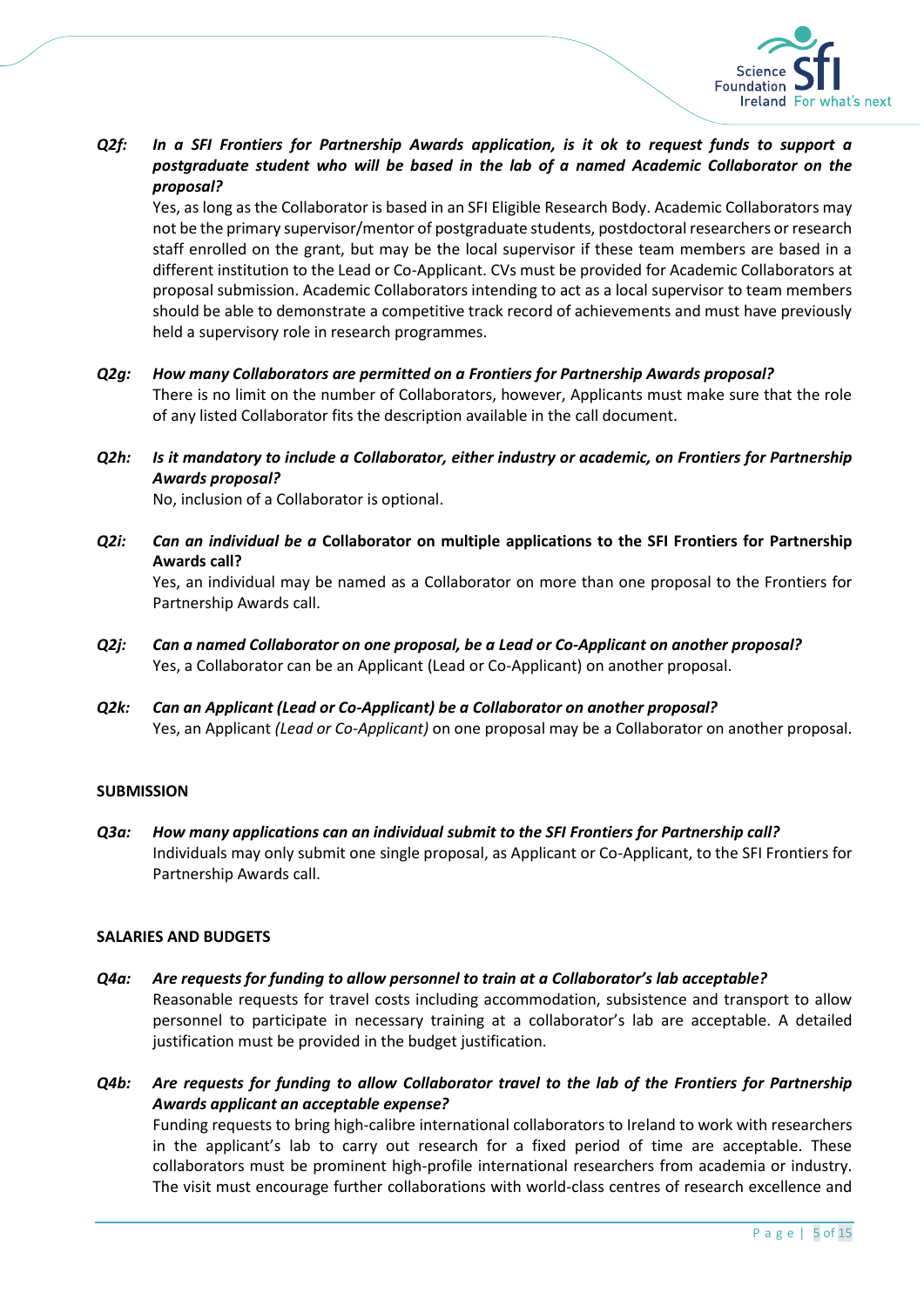***Q2f:*** ***In a SFI Frontiers for Partnership Awards application, is it ok to request funds to support a postgraduate student who will be based in the lab of a named Academic Collaborator on the proposal?***

Yes, as long as the Collaborator is based in an SFI Eligible Research Body. Academic Collaborators may not be the primary supervisor/mentor of postgraduate students, postdoctoral researchers or research staff enrolled on the grant, but may be the local supervisor if these team members are based in a different institution to the Lead or Co-Applicant. CVs must be provided for Academic Collaborators at proposal submission. Academic Collaborators intending to act as a local supervisor to team members should be able to demonstrate a competitive track record of achievements and must have previously held a supervisory role in research programmes.

***Q2g:*** ***How many Collaborators are permitted on a Frontiers for Partnership Awards proposal?***

There is no limit on the number of Collaborators, however, Applicants must make sure that the role of any listed Collaborator fits the description available in the call document.

***Q2h:*** ***Is it mandatory to include a Collaborator, either industry or academic, on Frontiers for Partnership Awards proposal?***

No, inclusion of a Collaborator is optional.

***Q2i:*** ***Can an individual be a*** **Collaborator on multiple applications to the SFI Frontiers for Partnership Awards call?**

Yes, an individual may be named as a Collaborator on more than one proposal to the Frontiers for Partnership Awards call.

***Q2j:*** ***Can a named Collaborator on one proposal, be a Lead or Co-Applicant on another proposal?***

Yes, a Collaborator can be an Applicant (Lead or Co-Applicant) on another proposal.

***Q2k:*** ***Can an Applicant (Lead or Co-Applicant) be a Collaborator on another proposal?***

Yes, an Applicant *(Lead or Co-Applicant)* on one proposal may be a Collaborator on another proposal.

**SUBMISSION**

***Q3a:*** ***How many applications can an individual submit to the SFI Frontiers for Partnership call?***

Individuals may only submit one single proposal, as Applicant or Co-Applicant, to the SFI Frontiers for Partnership Awards call.

**SALARIES AND BUDGETS**

***Q4a:*** ***Are requests for funding to allow personnel to train at a Collaborator's lab acceptable?***

Reasonable requests for travel costs including accommodation, subsistence and transport to allow personnel to participate in necessary training at a collaborator's lab are acceptable. A detailed justification must be provided in the budget justification.

***Q4b:*** ***Are requests for funding to allow Collaborator travel to the lab of the Frontiers for Partnership Awards applicant an acceptable expense?***

Funding requests to bring high-calibre international collaborators to Ireland to work with researchers in the applicant's lab to carry out research for a fixed period of time are acceptable. These collaborators must be prominent high-profile international researchers from academia or industry. The visit must encourage further collaborations with world-class centres of research excellence and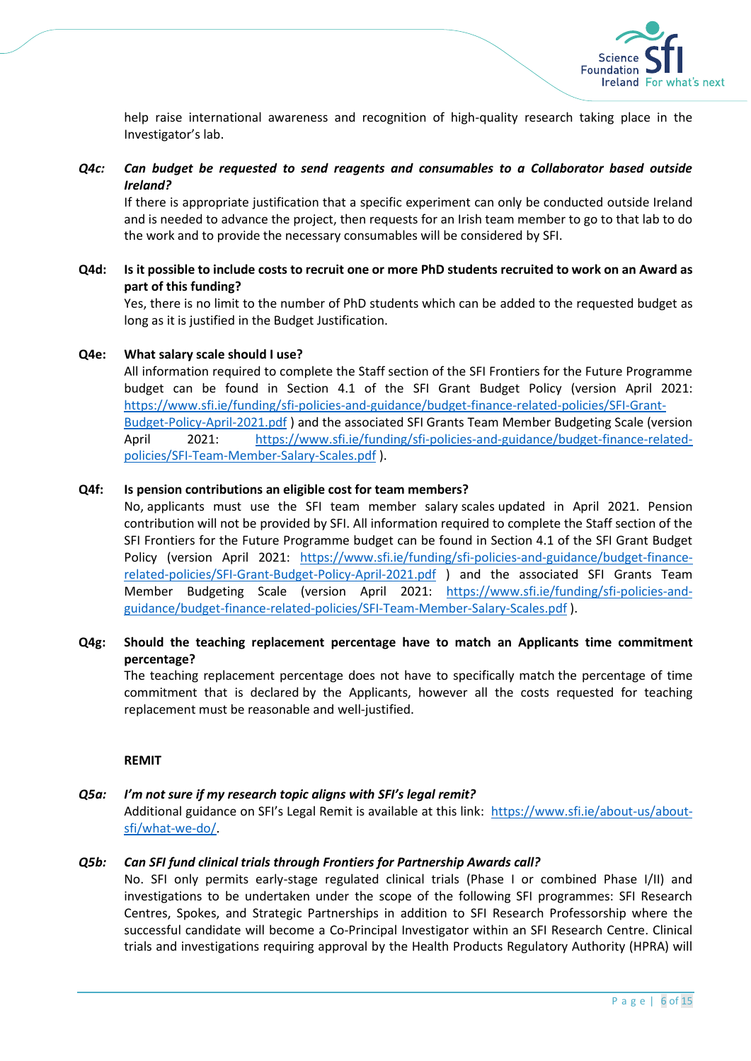help raise international awareness and recognition of high-quality research taking place in the Investigator's lab.

***Q4c: Can budget be requested to send reagents and consumables to a Collaborator based outside Ireland?***

If there is appropriate justification that a specific experiment can only be conducted outside Ireland and is needed to advance the project, then requests for an Irish team member to go to that lab to do the work and to provide the necessary consumables will be considered by SFI.

**Q4d: Is it possible to include costs to recruit one or more PhD students recruited to work on an Award as part of this funding?**

Yes, there is no limit to the number of PhD students which can be added to the requested budget as long as it is justified in the Budget Justification.

**Q4e: What salary scale should I use?**

All information required to complete the Staff section of the SFI Frontiers for the Future Programme budget can be found in Section 4.1 of the SFI Grant Budget Policy (version April 2021: https://www.sfi.ie/funding/sfi-policies-and-guidance/budget-finance-related-policies/SFI-Grant-Budget-Policy-April-2021.pdf ) and the associated SFI Grants Team Member Budgeting Scale (version April 2021: https://www.sfi.ie/funding/sfi-policies-and-guidance/budget-finance-related-policies/SFI-Team-Member-Salary-Scales.pdf ).

**Q4f: Is pension contributions an eligible cost for team members?**

No, applicants must use the SFI team member salary scales updated in April 2021. Pension contribution will not be provided by SFI. All information required to complete the Staff section of the SFI Frontiers for the Future Programme budget can be found in Section 4.1 of the SFI Grant Budget Policy (version April 2021: https://www.sfi.ie/funding/sfi-policies-and-guidance/budget-finance-related-policies/SFI-Grant-Budget-Policy-April-2021.pdf ) and the associated SFI Grants Team Member Budgeting Scale (version April 2021: https://www.sfi.ie/funding/sfi-policies-and-guidance/budget-finance-related-policies/SFI-Team-Member-Salary-Scales.pdf ).

**Q4g: Should the teaching replacement percentage have to match an Applicants time commitment percentage?**

The teaching replacement percentage does not have to specifically match the percentage of time commitment that is declared by the Applicants, however all the costs requested for teaching replacement must be reasonable and well-justified.

**REMIT**

***Q5a: I'm not sure if my research topic aligns with SFI's legal remit?***

Additional guidance on SFI's Legal Remit is available at this link: https://www.sfi.ie/about-us/about-sfi/what-we-do/.

***Q5b: Can SFI fund clinical trials through Frontiers for Partnership Awards call?***

No. SFI only permits early-stage regulated clinical trials (Phase I or combined Phase I/II) and investigations to be undertaken under the scope of the following SFI programmes: SFI Research Centres, Spokes, and Strategic Partnerships in addition to SFI Research Professorship where the successful candidate will become a Co-Principal Investigator within an SFI Research Centre. Clinical trials and investigations requiring approval by the Health Products Regulatory Authority (HPRA) will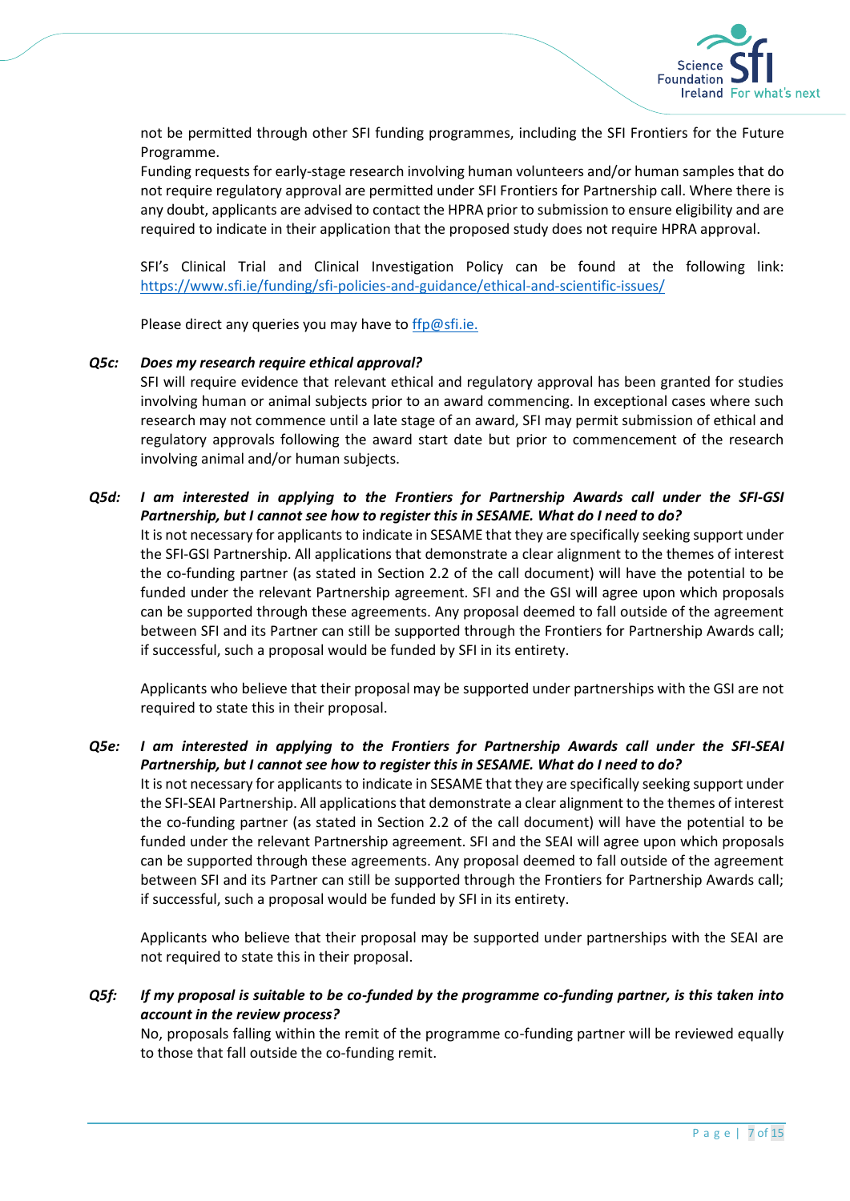not be permitted through other SFI funding programmes, including the SFI Frontiers for the Future Programme.

Funding requests for early-stage research involving human volunteers and/or human samples that do not require regulatory approval are permitted under SFI Frontiers for Partnership call. Where there is any doubt, applicants are advised to contact the HPRA prior to submission to ensure eligibility and are required to indicate in their application that the proposed study does not require HPRA approval.

SFI's Clinical Trial and Clinical Investigation Policy can be found at the following link: https://www.sfi.ie/funding/sfi-policies-and-guidance/ethical-and-scientific-issues/

Please direct any queries you may have to ffp@sfi.ie.

***Q5c: Does my research require ethical approval?***

SFI will require evidence that relevant ethical and regulatory approval has been granted for studies involving human or animal subjects prior to an award commencing. In exceptional cases where such research may not commence until a late stage of an award, SFI may permit submission of ethical and regulatory approvals following the award start date but prior to commencement of the research involving animal and/or human subjects.

***Q5d: I am interested in applying to the Frontiers for Partnership Awards call under the SFI-GSI Partnership, but I cannot see how to register this in SESAME. What do I need to do?***

It is not necessary for applicants to indicate in SESAME that they are specifically seeking support under the SFI-GSI Partnership. All applications that demonstrate a clear alignment to the themes of interest the co-funding partner (as stated in Section 2.2 of the call document) will have the potential to be funded under the relevant Partnership agreement. SFI and the GSI will agree upon which proposals can be supported through these agreements. Any proposal deemed to fall outside of the agreement between SFI and its Partner can still be supported through the Frontiers for Partnership Awards call; if successful, such a proposal would be funded by SFI in its entirety.

Applicants who believe that their proposal may be supported under partnerships with the GSI are not required to state this in their proposal.

***Q5e: I am interested in applying to the Frontiers for Partnership Awards call under the SFI-SEAI Partnership, but I cannot see how to register this in SESAME. What do I need to do?***

It is not necessary for applicants to indicate in SESAME that they are specifically seeking support under the SFI-SEAI Partnership. All applications that demonstrate a clear alignment to the themes of interest the co-funding partner (as stated in Section 2.2 of the call document) will have the potential to be funded under the relevant Partnership agreement. SFI and the SEAI will agree upon which proposals can be supported through these agreements. Any proposal deemed to fall outside of the agreement between SFI and its Partner can still be supported through the Frontiers for Partnership Awards call; if successful, such a proposal would be funded by SFI in its entirety.

Applicants who believe that their proposal may be supported under partnerships with the SEAI are not required to state this in their proposal.

***Q5f: If my proposal is suitable to be co-funded by the programme co-funding partner, is this taken into account in the review process?***

No, proposals falling within the remit of the programme co-funding partner will be reviewed equally to those that fall outside the co-funding remit.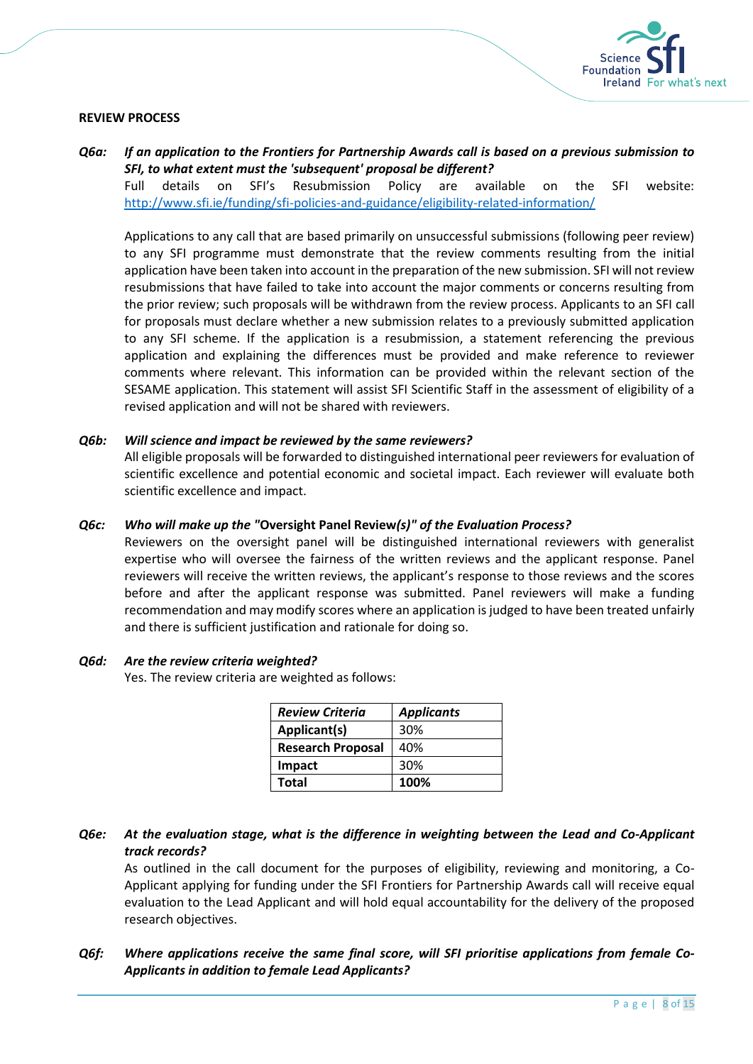**REVIEW PROCESS**

***Q6a: If an application to the Frontiers for Partnership Awards call is based on a previous submission to SFI, to what extent must the 'subsequent' proposal be different?***

Full details on SFI's Resubmission Policy are available on the SFI website: http://www.sfi.ie/funding/sfi-policies-and-guidance/eligibility-related-information/

Applications to any call that are based primarily on unsuccessful submissions (following peer review) to any SFI programme must demonstrate that the review comments resulting from the initial application have been taken into account in the preparation of the new submission. SFI will not review resubmissions that have failed to take into account the major comments or concerns resulting from the prior review; such proposals will be withdrawn from the review process. Applicants to an SFI call for proposals must declare whether a new submission relates to a previously submitted application to any SFI scheme. If the application is a resubmission, a statement referencing the previous application and explaining the differences must be provided and make reference to reviewer comments where relevant. This information can be provided within the relevant section of the SESAME application. This statement will assist SFI Scientific Staff in the assessment of eligibility of a revised application and will not be shared with reviewers.

***Q6b: Will science and impact be reviewed by the same reviewers?***

All eligible proposals will be forwarded to distinguished international peer reviewers for evaluation of scientific excellence and potential economic and societal impact. Each reviewer will evaluate both scientific excellence and impact.

***Q6c: Who will make up the "*Oversight Panel Review*(s)" of the Evaluation Process?***

Reviewers on the oversight panel will be distinguished international reviewers with generalist expertise who will oversee the fairness of the written reviews and the applicant response. Panel reviewers will receive the written reviews, the applicant's response to those reviews and the scores before and after the applicant response was submitted. Panel reviewers will make a funding recommendation and may modify scores where an application is judged to have been treated unfairly and there is sufficient justification and rationale for doing so.

***Q6d: Are the review criteria weighted?***

Yes. The review criteria are weighted as follows:

| ***Review Criteria*** | ***Applicants*** |
|---|---|
| **Applicant(s)** | 30% |
| **Research Proposal** | 40% |
| **Impact** | 30% |
| **Total** | **100%** |

***Q6e: At the evaluation stage, what is the difference in weighting between the Lead and Co-Applicant track records?***

As outlined in the call document for the purposes of eligibility, reviewing and monitoring, a Co-Applicant applying for funding under the SFI Frontiers for Partnership Awards call will receive equal evaluation to the Lead Applicant and will hold equal accountability for the delivery of the proposed research objectives.

***Q6f: Where applications receive the same final score, will SFI prioritise applications from female Co-Applicants in addition to female Lead Applicants?***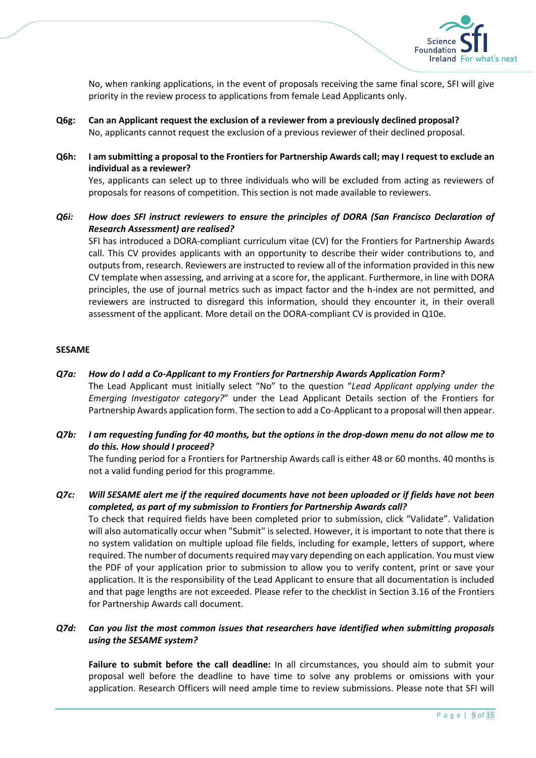No, when ranking applications, in the event of proposals receiving the same final score, SFI will give priority in the review process to applications from female Lead Applicants only.

**Q6g: Can an Applicant request the exclusion of a reviewer from a previously declined proposal?**
No, applicants cannot request the exclusion of a previous reviewer of their declined proposal.

**Q6h: I am submitting a proposal to the Frontiers for Partnership Awards call; may I request to exclude an individual as a reviewer?**
Yes, applicants can select up to three individuals who will be excluded from acting as reviewers of proposals for reasons of competition. This section is not made available to reviewers.

***Q6i: How does SFI instruct reviewers to ensure the principles of DORA (San Francisco Declaration of Research Assessment) are realised?***
SFI has introduced a DORA-compliant curriculum vitae (CV) for the Frontiers for Partnership Awards call. This CV provides applicants with an opportunity to describe their wider contributions to, and outputs from, research. Reviewers are instructed to review all of the information provided in this new CV template when assessing, and arriving at a score for, the applicant. Furthermore, in line with DORA principles, the use of journal metrics such as impact factor and the h-index are not permitted, and reviewers are instructed to disregard this information, should they encounter it, in their overall assessment of the applicant. More detail on the DORA-compliant CV is provided in Q10e.

**SESAME**

***Q7a: How do I add a Co-Applicant to my Frontiers for Partnership Awards Application Form?***
The Lead Applicant must initially select "No" to the question "*Lead Applicant applying under the Emerging Investigator category?*" under the Lead Applicant Details section of the Frontiers for Partnership Awards application form. The section to add a Co-Applicant to a proposal will then appear.

***Q7b: I am requesting funding for 40 months, but the options in the drop-down menu do not allow me to do this. How should I proceed?***
The funding period for a Frontiers for Partnership Awards call is either 48 or 60 months. 40 months is not a valid funding period for this programme.

***Q7c: Will SESAME alert me if the required documents have not been uploaded or if fields have not been completed, as part of my submission to Frontiers for Partnership Awards call?***
To check that required fields have been completed prior to submission, click "Validate". Validation will also automatically occur when "Submit" is selected. However, it is important to note that there is no system validation on multiple upload file fields, including for example, letters of support, where required. The number of documents required may vary depending on each application. You must view the PDF of your application prior to submission to allow you to verify content, print or save your application. It is the responsibility of the Lead Applicant to ensure that all documentation is included and that page lengths are not exceeded. Please refer to the checklist in Section 3.16 of the Frontiers for Partnership Awards call document.

***Q7d: Can you list the most common issues that researchers have identified when submitting proposals using the SESAME system?***

**Failure to submit before the call deadline:** In all circumstances, you should aim to submit your proposal well before the deadline to have time to solve any problems or omissions with your application. Research Officers will need ample time to review submissions. Please note that SFI will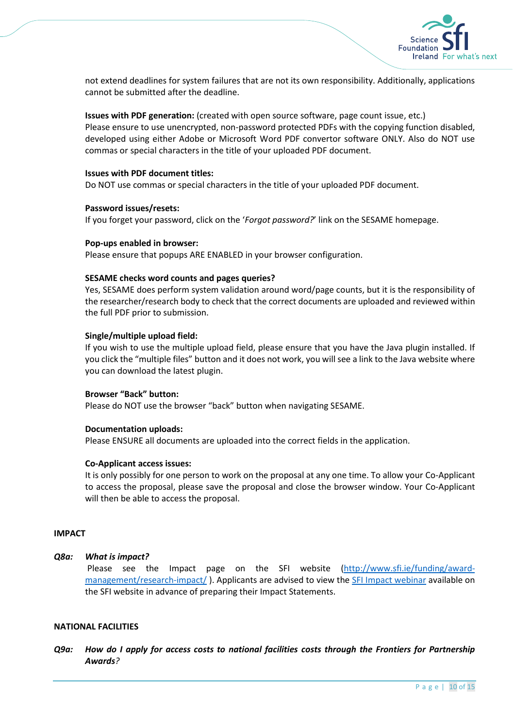not extend deadlines for system failures that are not its own responsibility. Additionally, applications cannot be submitted after the deadline.

**Issues with PDF generation:** (created with open source software, page count issue, etc.)
Please ensure to use unencrypted, non-password protected PDFs with the copying function disabled, developed using either Adobe or Microsoft Word PDF convertor software ONLY. Also do NOT use commas or special characters in the title of your uploaded PDF document.

**Issues with PDF document titles:**
Do NOT use commas or special characters in the title of your uploaded PDF document.

**Password issues/resets:**
If you forget your password, click on the '*Forgot password?*' link on the SESAME homepage.

**Pop-ups enabled in browser:**
Please ensure that popups ARE ENABLED in your browser configuration.

**SESAME checks word counts and pages queries?**
Yes, SESAME does perform system validation around word/page counts, but it is the responsibility of the researcher/research body to check that the correct documents are uploaded and reviewed within the full PDF prior to submission.

**Single/multiple upload field:**
If you wish to use the multiple upload field, please ensure that you have the Java plugin installed. If you click the "multiple files" button and it does not work, you will see a link to the Java website where you can download the latest plugin.

**Browser "Back" button:**
Please do NOT use the browser "back" button when navigating SESAME.

**Documentation uploads:**
Please ENSURE all documents are uploaded into the correct fields in the application.

**Co-Applicant access issues:**
It is only possibly for one person to work on the proposal at any one time. To allow your Co-Applicant to access the proposal, please save the proposal and close the browser window. Your Co-Applicant will then be able to access the proposal.

**IMPACT**

***Q8a: What is impact?***

Please see the Impact page on the SFI website ([http://www.sfi.ie/funding/award-management/research-impact/](http://www.sfi.ie/funding/award-management/research-impact/) ). Applicants are advised to view the SFI Impact webinar available on the SFI website in advance of preparing their Impact Statements.

**NATIONAL FACILITIES**

***Q9a: How do I apply for access costs to national facilities costs through the Frontiers for Partnership Awards?***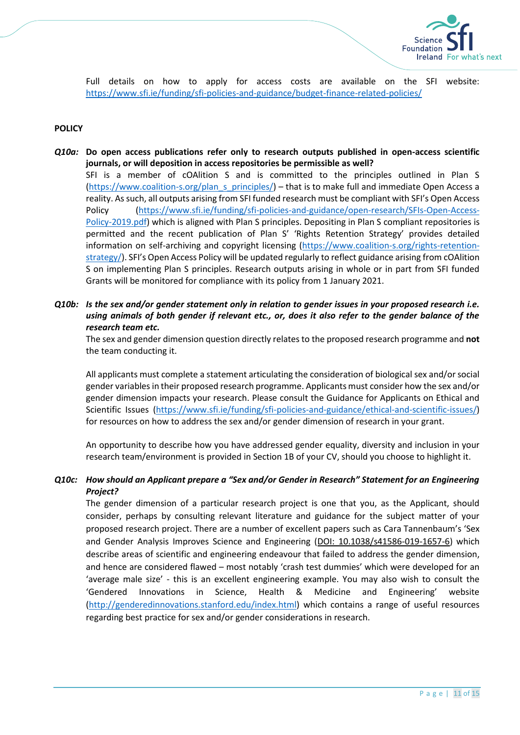Full details on how to apply for access costs are available on the SFI website: [https://www.sfi.ie/funding/sfi-policies-and-guidance/budget-finance-related-policies/](https://www.sfi.ie/funding/sfi-policies-and-guidance/budget-finance-related-policies/)

**POLICY**

***Q10a:*** **Do open access publications refer only to research outputs published in open-access scientific journals, or will deposition in access repositories be permissible as well?**

SFI is a member of cOAlition S and is committed to the principles outlined in Plan S ([https://www.coalition-s.org/plan_s_principles/](https://www.coalition-s.org/plan_s_principles/)) – that is to make full and immediate Open Access a reality. As such, all outputs arising from SFI funded research must be compliant with SFI's Open Access Policy ([https://www.sfi.ie/funding/sfi-policies-and-guidance/open-research/SFIs-Open-Access-Policy-2019.pdf](https://www.sfi.ie/funding/sfi-policies-and-guidance/open-research/SFIs-Open-Access-Policy-2019.pdf)) which is aligned with Plan S principles. Depositing in Plan S compliant repositories is permitted and the recent publication of Plan S' 'Rights Retention Strategy' provides detailed information on self-archiving and copyright licensing ([https://www.coalition-s.org/rights-retention-strategy/](https://www.coalition-s.org/rights-retention-strategy/)). SFI's Open Access Policy will be updated regularly to reflect guidance arising from cOAlition S on implementing Plan S principles. Research outputs arising in whole or in part from SFI funded Grants will be monitored for compliance with its policy from 1 January 2021.

***Q10b: Is the sex and/or gender statement only in relation to gender issues in your proposed research i.e. using animals of both gender if relevant etc., or, does it also refer to the gender balance of the research team etc.***

The sex and gender dimension question directly relates to the proposed research programme and **not** the team conducting it.

All applicants must complete a statement articulating the consideration of biological sex and/or social gender variables in their proposed research programme. Applicants must consider how the sex and/or gender dimension impacts your research. Please consult the Guidance for Applicants on Ethical and Scientific Issues ([https://www.sfi.ie/funding/sfi-policies-and-guidance/ethical-and-scientific-issues/](https://www.sfi.ie/funding/sfi-policies-and-guidance/ethical-and-scientific-issues/)) for resources on how to address the sex and/or gender dimension of research in your grant.

An opportunity to describe how you have addressed gender equality, diversity and inclusion in your research team/environment is provided in Section 1B of your CV, should you choose to highlight it.

***Q10c: How should an Applicant prepare a "Sex and/or Gender in Research" Statement for an Engineering Project?***

The gender dimension of a particular research project is one that you, as the Applicant, should consider, perhaps by consulting relevant literature and guidance for the subject matter of your proposed research project. There are a number of excellent papers such as Cara Tannenbaum's 'Sex and Gender Analysis Improves Science and Engineering ([DOI: 10.1038/s41586-019-1657-6](https://doi.org/10.1038/s41586-019-1657-6)) which describe areas of scientific and engineering endeavour that failed to address the gender dimension, and hence are considered flawed – most notably 'crash test dummies' which were developed for an 'average male size' - this is an excellent engineering example. You may also wish to consult the 'Gendered Innovations in Science, Health & Medicine and Engineering' website ([http://genderedinnovations.stanford.edu/index.html](http://genderedinnovations.stanford.edu/index.html)) which contains a range of useful resources regarding best practice for sex and/or gender considerations in research.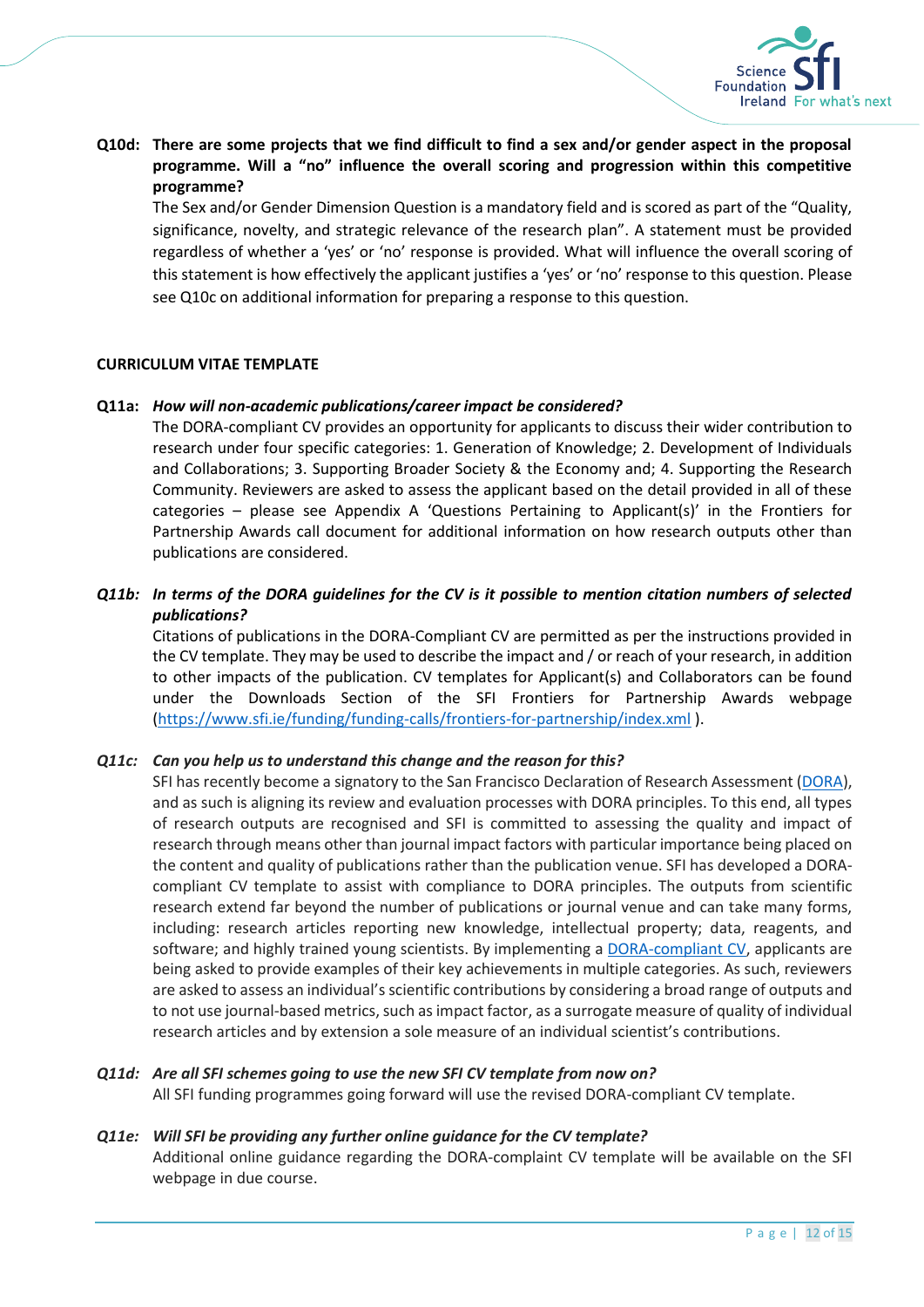**Q10d: There are some projects that we find difficult to find a sex and/or gender aspect in the proposal programme. Will a "no" influence the overall scoring and progression within this competitive programme?**

The Sex and/or Gender Dimension Question is a mandatory field and is scored as part of the "Quality, significance, novelty, and strategic relevance of the research plan". A statement must be provided regardless of whether a 'yes' or 'no' response is provided. What will influence the overall scoring of this statement is how effectively the applicant justifies a 'yes' or 'no' response to this question. Please see Q10c on additional information for preparing a response to this question.

## CURRICULUM VITAE TEMPLATE

***Q11a: How will non-academic publications/career impact be considered?***

The DORA-compliant CV provides an opportunity for applicants to discuss their wider contribution to research under four specific categories: 1. Generation of Knowledge; 2. Development of Individuals and Collaborations; 3. Supporting Broader Society & the Economy and; 4. Supporting the Research Community. Reviewers are asked to assess the applicant based on the detail provided in all of these categories – please see Appendix A 'Questions Pertaining to Applicant(s)' in the Frontiers for Partnership Awards call document for additional information on how research outputs other than publications are considered.

***Q11b: In terms of the DORA guidelines for the CV is it possible to mention citation numbers of selected publications?***

Citations of publications in the DORA-Compliant CV are permitted as per the instructions provided in the CV template. They may be used to describe the impact and / or reach of your research, in addition to other impacts of the publication. CV templates for Applicant(s) and Collaborators can be found under the Downloads Section of the SFI Frontiers for Partnership Awards webpage (https://www.sfi.ie/funding/funding-calls/frontiers-for-partnership/index.xml ).

***Q11c: Can you help us to understand this change and the reason for this?***

SFI has recently become a signatory to the San Francisco Declaration of Research Assessment (DORA), and as such is aligning its review and evaluation processes with DORA principles. To this end, all types of research outputs are recognised and SFI is committed to assessing the quality and impact of research through means other than journal impact factors with particular importance being placed on the content and quality of publications rather than the publication venue. SFI has developed a DORA-compliant CV template to assist with compliance to DORA principles. The outputs from scientific research extend far beyond the number of publications or journal venue and can take many forms, including: research articles reporting new knowledge, intellectual property; data, reagents, and software; and highly trained young scientists. By implementing a DORA-compliant CV, applicants are being asked to provide examples of their key achievements in multiple categories. As such, reviewers are asked to assess an individual's scientific contributions by considering a broad range of outputs and to not use journal-based metrics, such as impact factor, as a surrogate measure of quality of individual research articles and by extension a sole measure of an individual scientist's contributions.

***Q11d: Are all SFI schemes going to use the new SFI CV template from now on?***

All SFI funding programmes going forward will use the revised DORA-compliant CV template.

***Q11e: Will SFI be providing any further online guidance for the CV template?***

Additional online guidance regarding the DORA-complaint CV template will be available on the SFI webpage in due course.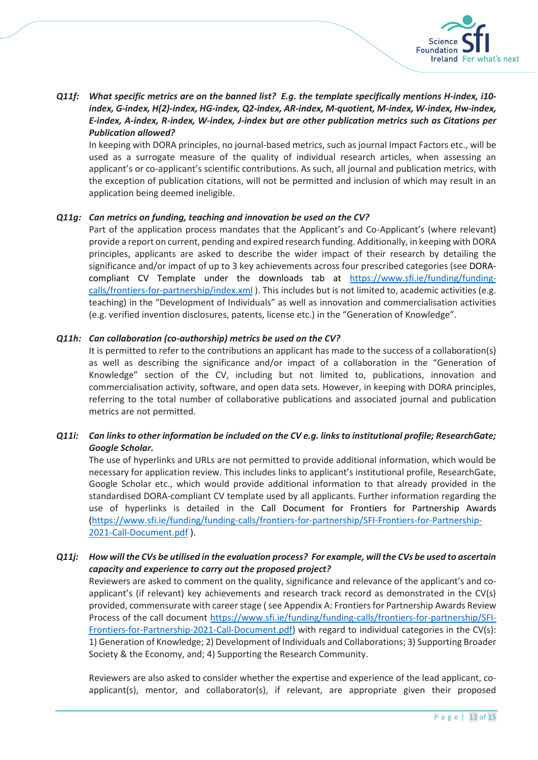***Q11f: What specific metrics are on the banned list? E.g. the template specifically mentions H-index, i10-index, G-index, H(2)-index, HG-index, Q2-index, AR-index, M-quotient, M-index, W-index, Hw-index, E-index, A-index, R-index, W-index, J-index but are other publication metrics such as Citations per Publication allowed?***

In keeping with DORA principles, no journal-based metrics, such as journal Impact Factors etc., will be used as a surrogate measure of the quality of individual research articles, when assessing an applicant's or co-applicant's scientific contributions. As such, all journal and publication metrics, with the exception of publication citations, will not be permitted and inclusion of which may result in an application being deemed ineligible.

***Q11g: Can metrics on funding, teaching and innovation be used on the CV?***

Part of the application process mandates that the Applicant's and Co-Applicant's (where relevant) provide a report on current, pending and expired research funding. Additionally, in keeping with DORA principles, applicants are asked to describe the wider impact of their research by detailing the significance and/or impact of up to 3 key achievements across four prescribed categories (see DORA-compliant CV Template under the downloads tab at https://www.sfi.ie/funding/funding-calls/frontiers-for-partnership/index.xml ). This includes but is not limited to, academic activities (e.g. teaching) in the "Development of Individuals" as well as innovation and commercialisation activities (e.g. verified invention disclosures, patents, license etc.) in the "Generation of Knowledge".

***Q11h: Can collaboration (co-authorship) metrics be used on the CV?***

It is permitted to refer to the contributions an applicant has made to the success of a collaboration(s) as well as describing the significance and/or impact of a collaboration in the "Generation of Knowledge" section of the CV, including but not limited to, publications, innovation and commercialisation activity, software, and open data sets. However, in keeping with DORA principles, referring to the total number of collaborative publications and associated journal and publication metrics are not permitted.

***Q11i: Can links to other information be included on the CV e.g. links to institutional profile; ResearchGate; Google Scholar.***

The use of hyperlinks and URLs are not permitted to provide additional information, which would be necessary for application review. This includes links to applicant's institutional profile, ResearchGate, Google Scholar etc., which would provide additional information to that already provided in the standardised DORA-compliant CV template used by all applicants. Further information regarding the use of hyperlinks is detailed in the Call Document for Frontiers for Partnership Awards (https://www.sfi.ie/funding/funding-calls/frontiers-for-partnership/SFI-Frontiers-for-Partnership-2021-Call-Document.pdf ).

***Q11j: How will the CVs be utilised in the evaluation process? For example, will the CVs be used to ascertain capacity and experience to carry out the proposed project?***

Reviewers are asked to comment on the quality, significance and relevance of the applicant's and co-applicant's (if relevant) key achievements and research track record as demonstrated in the CV(s) provided, commensurate with career stage ( see Appendix A: Frontiers for Partnership Awards Review Process of the call document https://www.sfi.ie/funding/funding-calls/frontiers-for-partnership/SFI-Frontiers-for-Partnership-2021-Call-Document.pdf) with regard to individual categories in the CV(s): 1) Generation of Knowledge; 2) Development of Individuals and Collaborations; 3) Supporting Broader Society & the Economy, and; 4) Supporting the Research Community.

Reviewers are also asked to consider whether the expertise and experience of the lead applicant, co-applicant(s), mentor, and collaborator(s), if relevant, are appropriate given their proposed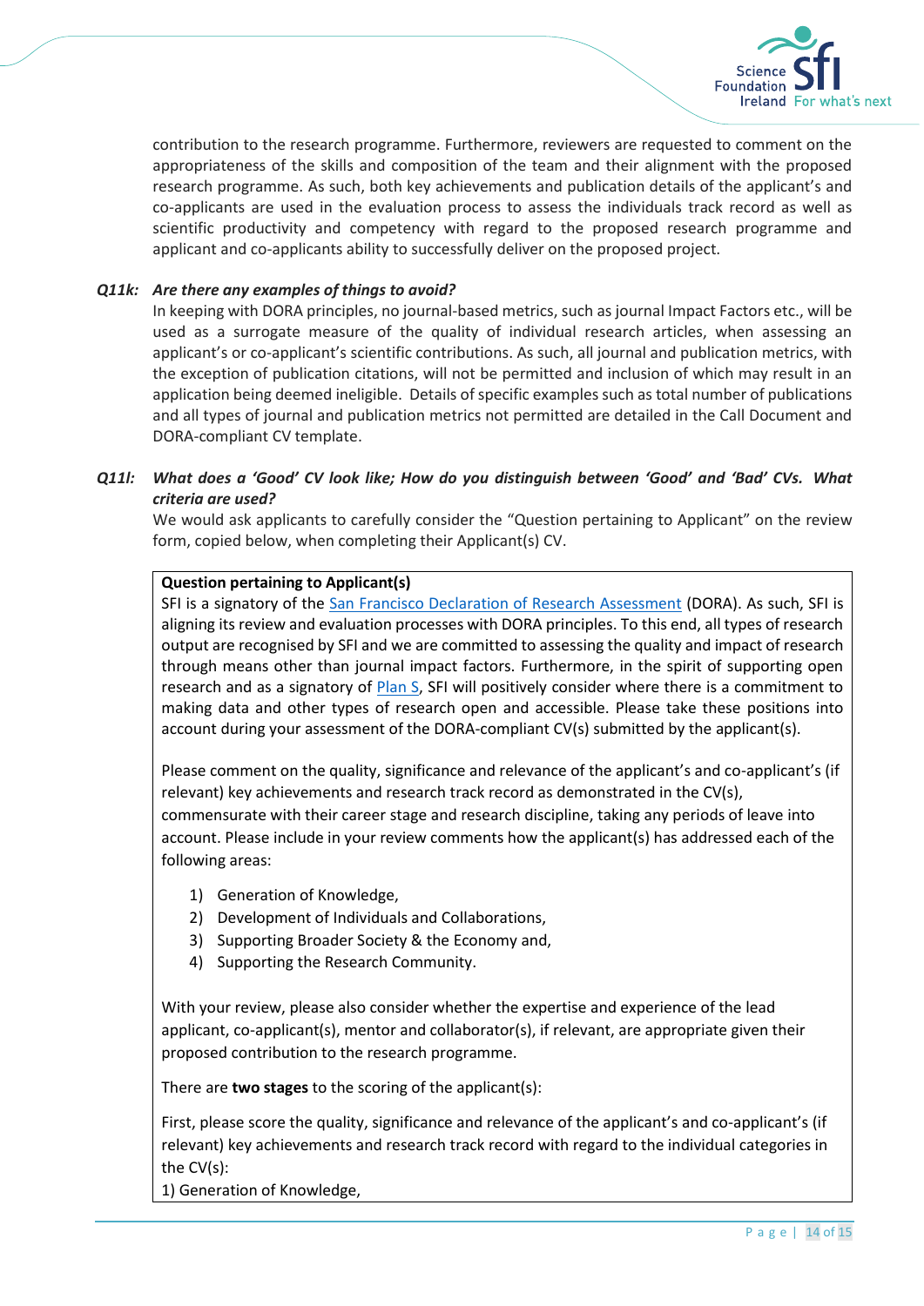contribution to the research programme. Furthermore, reviewers are requested to comment on the appropriateness of the skills and composition of the team and their alignment with the proposed research programme. As such, both key achievements and publication details of the applicant's and co-applicants are used in the evaluation process to assess the individuals track record as well as scientific productivity and competency with regard to the proposed research programme and applicant and co-applicants ability to successfully deliver on the proposed project.

***Q11k: Are there any examples of things to avoid?***

In keeping with DORA principles, no journal-based metrics, such as journal Impact Factors etc., will be used as a surrogate measure of the quality of individual research articles, when assessing an applicant's or co-applicant's scientific contributions. As such, all journal and publication metrics, with the exception of publication citations, will not be permitted and inclusion of which may result in an application being deemed ineligible. Details of specific examples such as total number of publications and all types of journal and publication metrics not permitted are detailed in the Call Document and DORA-compliant CV template.

***Q11l: What does a 'Good' CV look like; How do you distinguish between 'Good' and 'Bad' CVs. What criteria are used?***

We would ask applicants to carefully consider the "Question pertaining to Applicant" on the review form, copied below, when completing their Applicant(s) CV.

> **Question pertaining to Applicant(s)**
>
> SFI is a signatory of the [San Francisco Declaration of Research Assessment]() (DORA). As such, SFI is aligning its review and evaluation processes with DORA principles. To this end, all types of research output are recognised by SFI and we are committed to assessing the quality and impact of research through means other than journal impact factors. Furthermore, in the spirit of supporting open research and as a signatory of [Plan S](), SFI will positively consider where there is a commitment to making data and other types of research open and accessible. Please take these positions into account during your assessment of the DORA-compliant CV(s) submitted by the applicant(s).
>
> Please comment on the quality, significance and relevance of the applicant's and co-applicant's (if relevant) key achievements and research track record as demonstrated in the CV(s), commensurate with their career stage and research discipline, taking any periods of leave into account. Please include in your review comments how the applicant(s) has addressed each of the following areas:
>
> 1) Generation of Knowledge,
> 2) Development of Individuals and Collaborations,
> 3) Supporting Broader Society & the Economy and,
> 4) Supporting the Research Community.
>
> With your review, please also consider whether the expertise and experience of the lead applicant, co-applicant(s), mentor and collaborator(s), if relevant, are appropriate given their proposed contribution to the research programme.
>
> There are **two stages** to the scoring of the applicant(s):
>
> First, please score the quality, significance and relevance of the applicant's and co-applicant's (if relevant) key achievements and research track record with regard to the individual categories in the CV(s):
>
> 1) Generation of Knowledge,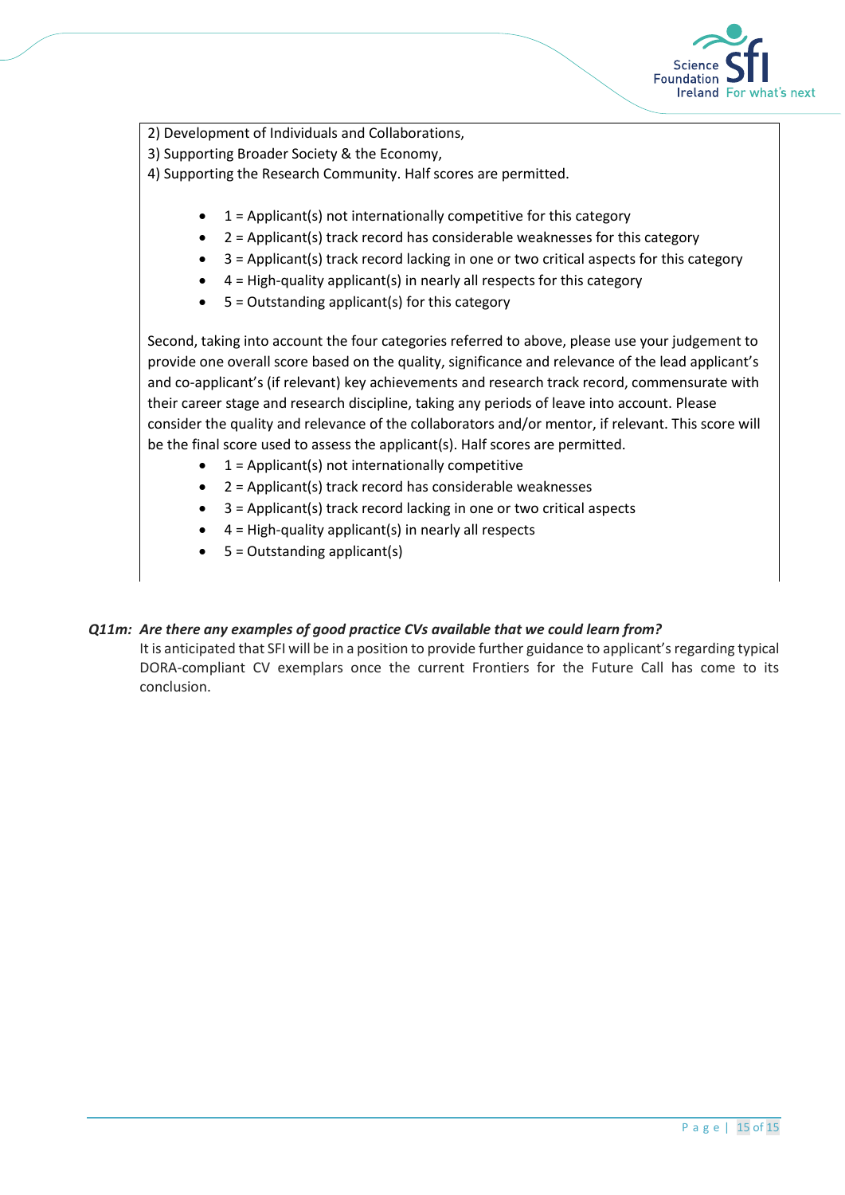2) Development of Individuals and Collaborations,
3) Supporting Broader Society & the Economy,
4) Supporting the Research Community. Half scores are permitted.

- 1 = Applicant(s) not internationally competitive for this category
- 2 = Applicant(s) track record has considerable weaknesses for this category
- 3 = Applicant(s) track record lacking in one or two critical aspects for this category
- 4 = High-quality applicant(s) in nearly all respects for this category
- 5 = Outstanding applicant(s) for this category

Second, taking into account the four categories referred to above, please use your judgement to provide one overall score based on the quality, significance and relevance of the lead applicant's and co-applicant's (if relevant) key achievements and research track record, commensurate with their career stage and research discipline, taking any periods of leave into account. Please consider the quality and relevance of the collaborators and/or mentor, if relevant. This score will be the final score used to assess the applicant(s). Half scores are permitted.

- 1 = Applicant(s) not internationally competitive
- 2 = Applicant(s) track record has considerable weaknesses
- 3 = Applicant(s) track record lacking in one or two critical aspects
- 4 = High-quality applicant(s) in nearly all respects
- 5 = Outstanding applicant(s)

***Q11m: Are there any examples of good practice CVs available that we could learn from?***

It is anticipated that SFI will be in a position to provide further guidance to applicant's regarding typical DORA-compliant CV exemplars once the current Frontiers for the Future Call has come to its conclusion.